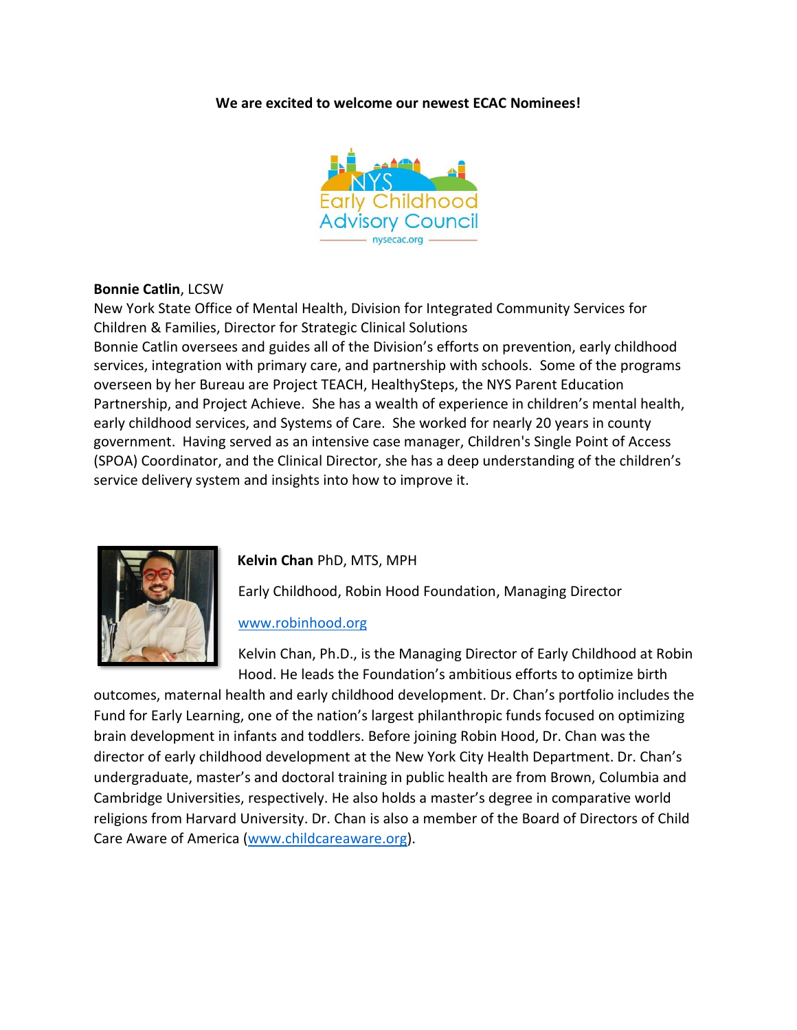**We are excited to welcome our newest ECAC Nominees!**

**Bonnie Catlin**, LCSW

New York State Office of Mental Health, Division for Integrated Community Services for Children & Families, Director for Strategic Clinical Solutions

Bonnie Catlin oversees and guides all of the Division's efforts on prevention, early childhood services, integration with primary care, and partnership with schools. Some of the programs overseen by her Bureau are Project TEACH, HealthySteps, the NYS Parent Education Partnership, and Project Achieve. She has a wealth of experience in children's mental health, early childhood services, and Systems of Care. She worked for nearly 20 years in county government. Having served as an intensive case manager, Children's Single Point of Access (SPOA) Coordinator, and the Clinical Director, she has a deep understanding of the children's service delivery system and insights into how to improve it.

**Kelvin Chan** PhD, MTS, MPH

Early Childhood, Robin Hood Foundation, Managing Director

www.robinhood.org

Kelvin Chan, Ph.D., is the Managing Director of Early Childhood at Robin Hood. He leads the Foundation's ambitious efforts to optimize birth outcomes, maternal health and early childhood development. Dr. Chan's portfolio includes the Fund for Early Learning, one of the nation's largest philanthropic funds focused on optimizing brain development in infants and toddlers. Before joining Robin Hood, Dr. Chan was the director of early childhood development at the New York City Health Department. Dr. Chan's undergraduate, master's and doctoral training in public health are from Brown, Columbia and Cambridge Universities, respectively. He also holds a master's degree in comparative world religions from Harvard University. Dr. Chan is also a member of the Board of Directors of Child Care Aware of America (www.childcareaware.org).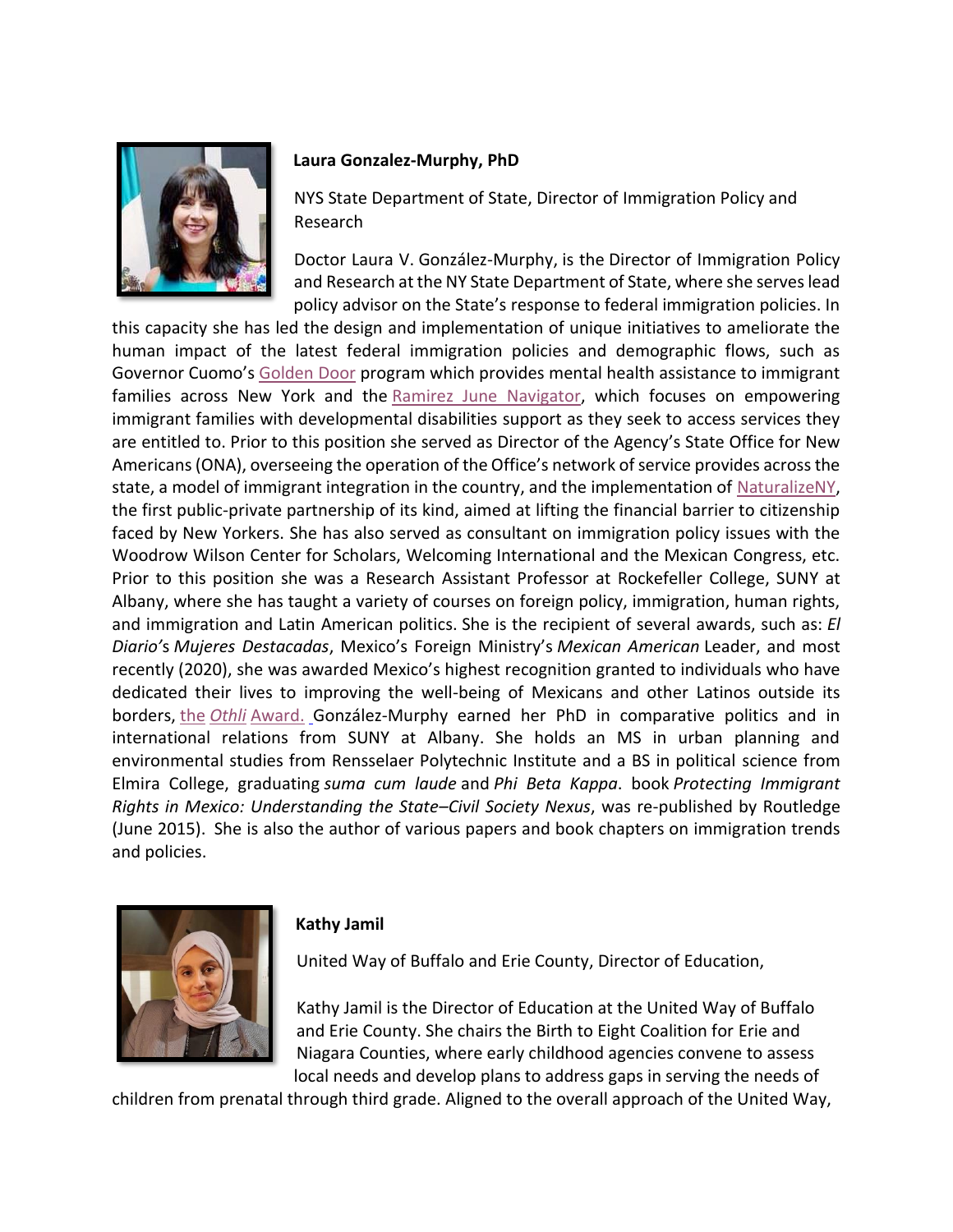**Laura Gonzalez-Murphy, PhD**

NYS State Department of State, Director of Immigration Policy and Research

Doctor Laura V. González-Murphy, is the Director of Immigration Policy and Research at the NY State Department of State, where she serves lead policy advisor on the State's response to federal immigration policies. In this capacity she has led the design and implementation of unique initiatives to ameliorate the human impact of the latest federal immigration policies and demographic flows, such as Governor Cuomo's Golden Door program which provides mental health assistance to immigrant families across New York and the Ramirez June Navigator, which focuses on empowering immigrant families with developmental disabilities support as they seek to access services they are entitled to. Prior to this position she served as Director of the Agency's State Office for New Americans (ONA), overseeing the operation of the Office's network of service provides across the state, a model of immigrant integration in the country, and the implementation of NaturalizeNY, the first public-private partnership of its kind, aimed at lifting the financial barrier to citizenship faced by New Yorkers. She has also served as consultant on immigration policy issues with the Woodrow Wilson Center for Scholars, Welcoming International and the Mexican Congress, etc. Prior to this position she was a Research Assistant Professor at Rockefeller College, SUNY at Albany, where she has taught a variety of courses on foreign policy, immigration, human rights, and immigration and Latin American politics. She is the recipient of several awards, such as: *El Diario's Mujeres Destacadas*, Mexico's Foreign Ministry's *Mexican American* Leader, and most recently (2020), she was awarded Mexico's highest recognition granted to individuals who have dedicated their lives to improving the well-being of Mexicans and other Latinos outside its borders, the *Othli* Award. González-Murphy earned her PhD in comparative politics and in international relations from SUNY at Albany. She holds an MS in urban planning and environmental studies from Rensselaer Polytechnic Institute and a BS in political science from Elmira College, graduating *suma cum laude* and *Phi Beta Kappa*. book *Protecting Immigrant Rights in Mexico: Understanding the State–Civil Society Nexus*, was re-published by Routledge (June 2015). She is also the author of various papers and book chapters on immigration trends and policies.

**Kathy Jamil**

United Way of Buffalo and Erie County, Director of Education,

Kathy Jamil is the Director of Education at the United Way of Buffalo and Erie County. She chairs the Birth to Eight Coalition for Erie and Niagara Counties, where early childhood agencies convene to assess local needs and develop plans to address gaps in serving the needs of children from prenatal through third grade. Aligned to the overall approach of the United Way,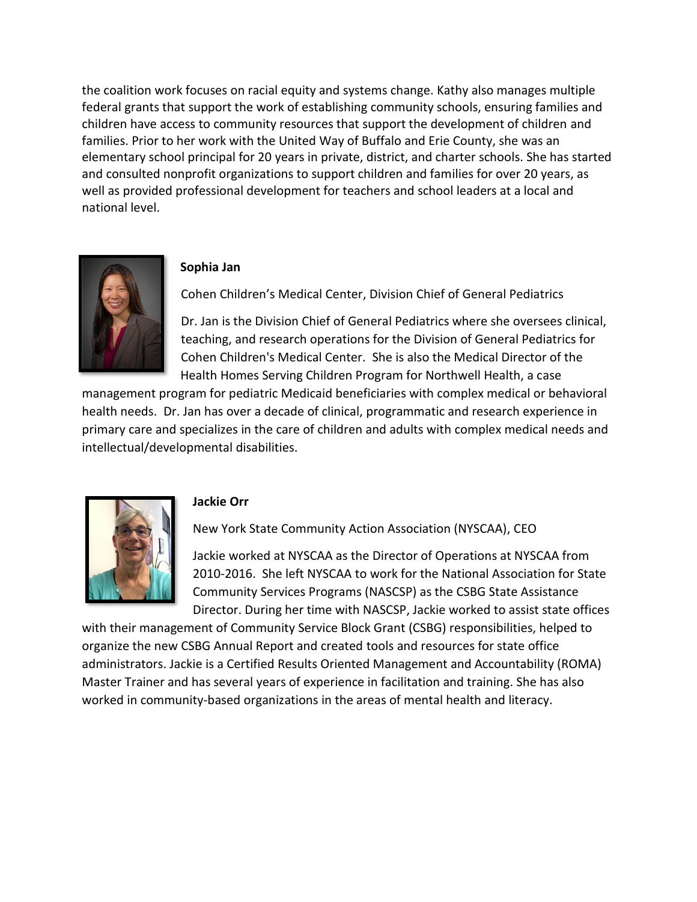the coalition work focuses on racial equity and systems change. Kathy also manages multiple federal grants that support the work of establishing community schools, ensuring families and children have access to community resources that support the development of children and families. Prior to her work with the United Way of Buffalo and Erie County, she was an elementary school principal for 20 years in private, district, and charter schools. She has started and consulted nonprofit organizations to support children and families for over 20 years, as well as provided professional development for teachers and school leaders at a local and national level.

**Sophia Jan**

Cohen Children's Medical Center, Division Chief of General Pediatrics

Dr. Jan is the Division Chief of General Pediatrics where she oversees clinical, teaching, and research operations for the Division of General Pediatrics for Cohen Children's Medical Center. She is also the Medical Director of the Health Homes Serving Children Program for Northwell Health, a case management program for pediatric Medicaid beneficiaries with complex medical or behavioral health needs. Dr. Jan has over a decade of clinical, programmatic and research experience in primary care and specializes in the care of children and adults with complex medical needs and intellectual/developmental disabilities.

**Jackie Orr**

New York State Community Action Association (NYSCAA), CEO

Jackie worked at NYSCAA as the Director of Operations at NYSCAA from 2010-2016. She left NYSCAA to work for the National Association for State Community Services Programs (NASCSP) as the CSBG State Assistance Director. During her time with NASCSP, Jackie worked to assist state offices with their management of Community Service Block Grant (CSBG) responsibilities, helped to organize the new CSBG Annual Report and created tools and resources for state office administrators. Jackie is a Certified Results Oriented Management and Accountability (ROMA) Master Trainer and has several years of experience in facilitation and training. She has also worked in community-based organizations in the areas of mental health and literacy.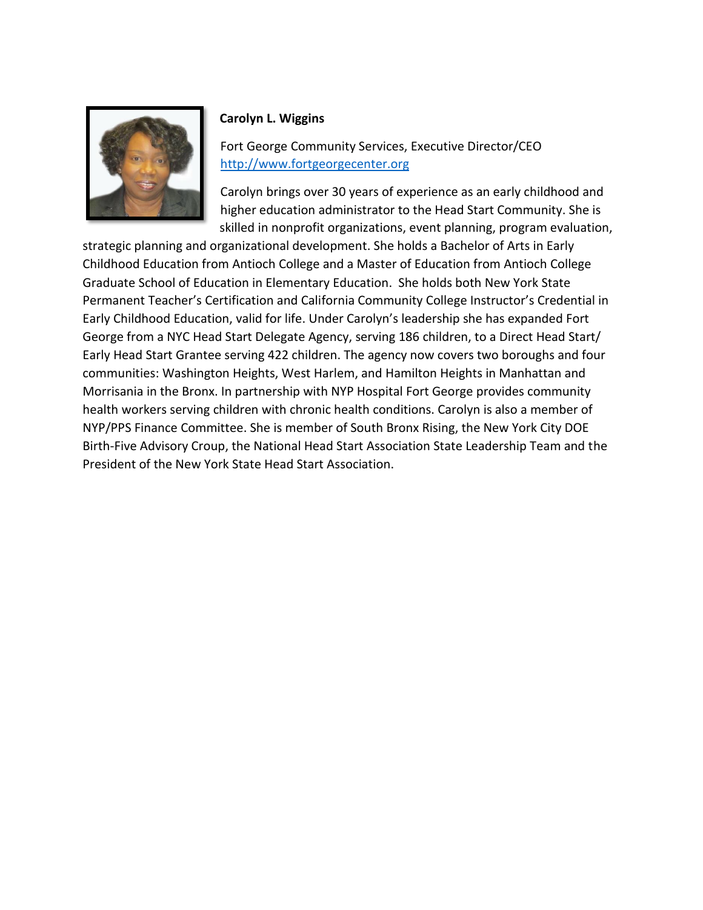**Carolyn L. Wiggins**

Fort George Community Services, Executive Director/CEO
http://www.fortgeorgecenter.org

Carolyn brings over 30 years of experience as an early childhood and higher education administrator to the Head Start Community. She is skilled in nonprofit organizations, event planning, program evaluation, strategic planning and organizational development. She holds a Bachelor of Arts in Early Childhood Education from Antioch College and a Master of Education from Antioch College Graduate School of Education in Elementary Education. She holds both New York State Permanent Teacher's Certification and California Community College Instructor's Credential in Early Childhood Education, valid for life. Under Carolyn's leadership she has expanded Fort George from a NYC Head Start Delegate Agency, serving 186 children, to a Direct Head Start/ Early Head Start Grantee serving 422 children. The agency now covers two boroughs and four communities: Washington Heights, West Harlem, and Hamilton Heights in Manhattan and Morrisania in the Bronx. In partnership with NYP Hospital Fort George provides community health workers serving children with chronic health conditions. Carolyn is also a member of NYP/PPS Finance Committee. She is member of South Bronx Rising, the New York City DOE Birth-Five Advisory Croup, the National Head Start Association State Leadership Team and the President of the New York State Head Start Association.